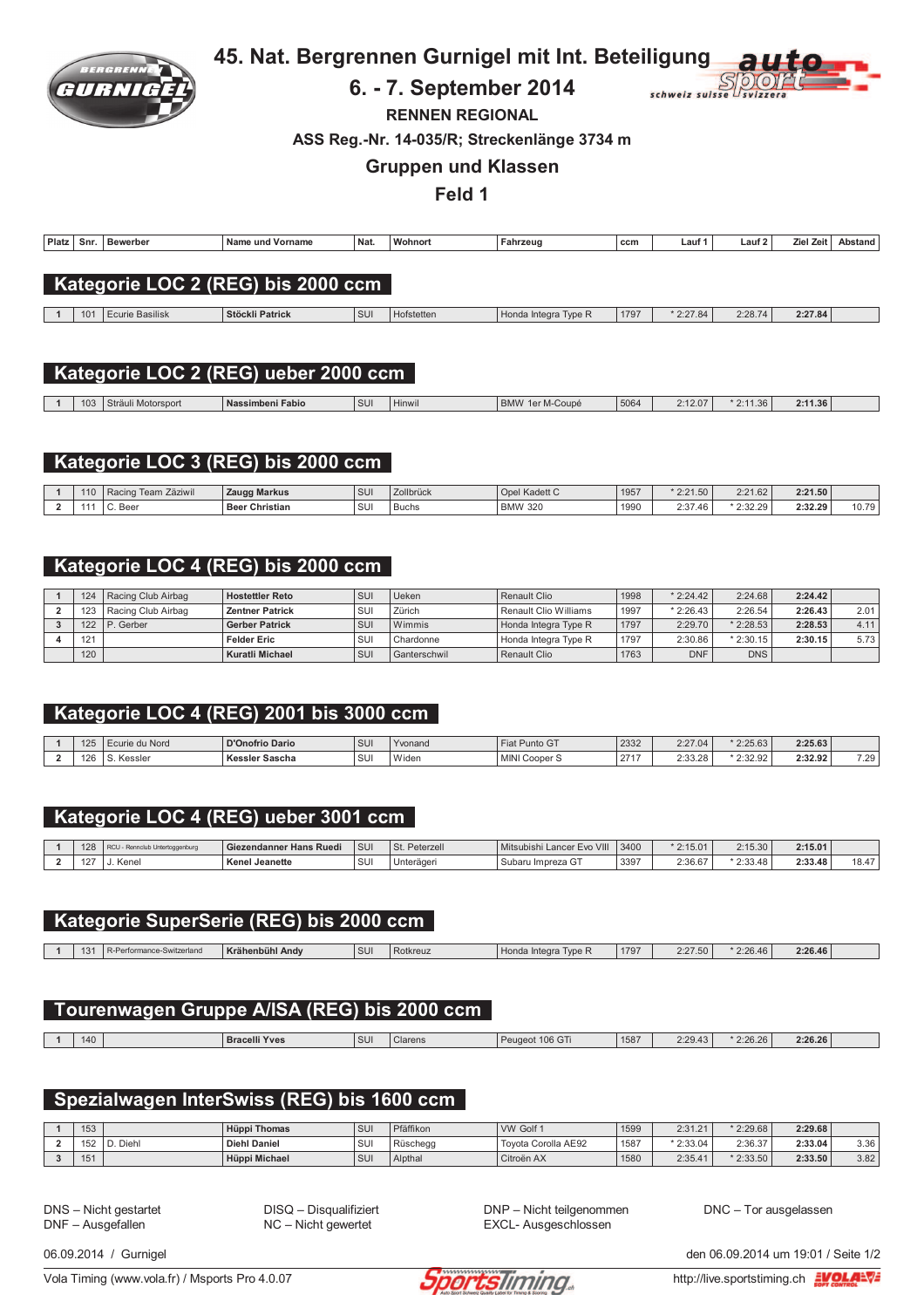# 45. Nat. Bergrennen Gurnigel mit Int. Beteiligung

## 6. - 7. September 2014

**RENNEN REGIONAL**

**ASS Reg.-Nr. 14-035/R; Streckenlänge 3734 m**

## Gruppen und Klassen

## Feld 1

### Kategorie LOC 2 (REG) bis 2000 ccm

| Platz | Snr. | Bewerber | Name und Vorname | Nat. | Wohnort | Fahrzeug | ccm | Lauf 1 | Lauf 2 | Ziel Zeit | Abstand |
|---|---|---|---|---|---|---|---|---|---|---|---|
| 1 | 101 | Ecurie Basilisk | **Stöckli Patrick** | SUI | Hofstetten | Honda Integra Type R | 1797 | * 2:27.84 | 2:28.74 | **2:27.84** | |

### Kategorie LOC 2 (REG) ueber 2000 ccm

| Platz | Snr. | Bewerber | Name und Vorname | Nat. | Wohnort | Fahrzeug | ccm | Lauf 1 | Lauf 2 | Ziel Zeit | Abstand |
|---|---|---|---|---|---|---|---|---|---|---|---|
| 1 | 103 | Sträuli Motorsport | **Nassimbeni Fabio** | SUI | Hinwil | BMW 1er M-Coupé | 5064 | 2:12.07 | * 2:11.36 | **2:11.36** | |

### Kategorie LOC 3 (REG) bis 2000 ccm

| Platz | Snr. | Bewerber | Name und Vorname | Nat. | Wohnort | Fahrzeug | ccm | Lauf 1 | Lauf 2 | Ziel Zeit | Abstand |
|---|---|---|---|---|---|---|---|---|---|---|---|
| 1 | 110 | Racing Team Zäziwil | **Zaugg Markus** | SUI | Zollbrück | Opel Kadett C | 1957 | * 2:21.50 | 2:21.62 | **2:21.50** | |
| 2 | 111 | C. Beer | **Beer Christian** | SUI | Buchs | BMW 320 | 1990 | 2:37.46 | * 2:32.29 | **2:32.29** | 10.79 |

### Kategorie LOC 4 (REG) bis 2000 ccm

| Platz | Snr. | Bewerber | Name und Vorname | Nat. | Wohnort | Fahrzeug | ccm | Lauf 1 | Lauf 2 | Ziel Zeit | Abstand |
|---|---|---|---|---|---|---|---|---|---|---|---|
| 1 | 124 | Racing Club Airbag | **Hostettler Reto** | SUI | Ueken | Renault Clio | 1998 | * 2:24.42 | 2:24.68 | **2:24.42** | |
| 2 | 123 | Racing Club Airbag | **Zentner Patrick** | SUI | Zürich | Renault Clio Williams | 1997 | * 2:26.43 | 2:26.54 | **2:26.43** | 2.01 |
| 3 | 122 | P. Gerber | **Gerber Patrick** | SUI | Wimmis | Honda Integra Type R | 1797 | 2:29.70 | * 2:28.53 | **2:28.53** | 4.11 |
| 4 | 121 | | **Felder Eric** | SUI | Chardonne | Honda Integra Type R | 1797 | 2:30.86 | * 2:30.15 | **2:30.15** | 5.73 |
| | 120 | | **Kuratli Michael** | SUI | Ganterschwil | Renault Clio | 1763 | DNF | DNS | | |

### Kategorie LOC 4 (REG) 2001 bis 3000 ccm

| Platz | Snr. | Bewerber | Name und Vorname | Nat. | Wohnort | Fahrzeug | ccm | Lauf 1 | Lauf 2 | Ziel Zeit | Abstand |
|---|---|---|---|---|---|---|---|---|---|---|---|
| 1 | 125 | Ecurie du Nord | **D'Onofrio Dario** | SUI | Yvonand | Fiat Punto GT | 2332 | 2:27.04 | * 2:25.63 | **2:25.63** | |
| 2 | 126 | S. Kessler | **Kessler Sascha** | SUI | Widen | MINI Cooper S | 2717 | 2:33.28 | * 2:32.92 | **2:32.92** | 7.29 |

### Kategorie LOC 4 (REG) ueber 3001 ccm

| Platz | Snr. | Bewerber | Name und Vorname | Nat. | Wohnort | Fahrzeug | ccm | Lauf 1 | Lauf 2 | Ziel Zeit | Abstand |
|---|---|---|---|---|---|---|---|---|---|---|---|
| 1 | 128 | RCU - Rennclub Untertoggenburg | **Giezendanner Hans Ruedi** | SUI | St. Peterzell | Mitsubishi Lancer Evo VIII | 3400 | * 2:15.01 | 2:15.30 | **2:15.01** | |
| 2 | 127 | J. Kenel | **Kenel Jeanette** | SUI | Unterägeri | Subaru Impreza GT | 3397 | 2:36.67 | * 2:33.48 | **2:33.48** | 18.47 |

### Kategorie SuperSerie (REG) bis 2000 ccm

| Platz | Snr. | Bewerber | Name und Vorname | Nat. | Wohnort | Fahrzeug | ccm | Lauf 1 | Lauf 2 | Ziel Zeit | Abstand |
|---|---|---|---|---|---|---|---|---|---|---|---|
| 1 | 131 | R-Performance-Switzerland | **Krähenbühl Andy** | SUI | Rotkreuz | Honda Integra Type R | 1797 | 2:27.50 | * 2:26.46 | **2:26.46** | |

### Tourenwagen Gruppe A/ISA (REG) bis 2000 ccm

| Platz | Snr. | Bewerber | Name und Vorname | Nat. | Wohnort | Fahrzeug | ccm | Lauf 1 | Lauf 2 | Ziel Zeit | Abstand |
|---|---|---|---|---|---|---|---|---|---|---|---|
| 1 | 140 | | **Bracelli Yves** | SUI | Clarens | Peugeot 106 GTi | 1587 | 2:29.43 | * 2:26.26 | **2:26.26** | |

### Spezialwagen InterSwiss (REG) bis 1600 ccm

| Platz | Snr. | Bewerber | Name und Vorname | Nat. | Wohnort | Fahrzeug | ccm | Lauf 1 | Lauf 2 | Ziel Zeit | Abstand |
|---|---|---|---|---|---|---|---|---|---|---|---|
| 1 | 153 | | **Hüppi Thomas** | SUI | Pfäffikon | VW Golf 1 | 1599 | 2:31.21 | * 2:29.68 | **2:29.68** | |
| 2 | 152 | D. Diehl | **Diehl Daniel** | SUI | Rüschegg | Toyota Corolla AE92 | 1587 | * 2:33.04 | 2:36.37 | **2:33.04** | 3.36 |
| 3 | 151 | | **Hüppi Michael** | SUI | Alpthal | Citroën AX | 1580 | 2:35.41 | * 2:33.50 | **2:33.50** | 3.82 |

DNS – Nicht gestartet
DNF – Ausgefallen
DISQ – Disqualifiziert
NC – Nicht gewertet
DNP – Nicht teilgenommen
EXCL- Ausgeschlossen
DNC – Tor ausgelassen

06.09.2014 / Gurnigel — den 06.09.2014 um 19:01

Vola Timing (www.vola.fr) / Msports Pro 4.0.07 — http://live.sportstiming.ch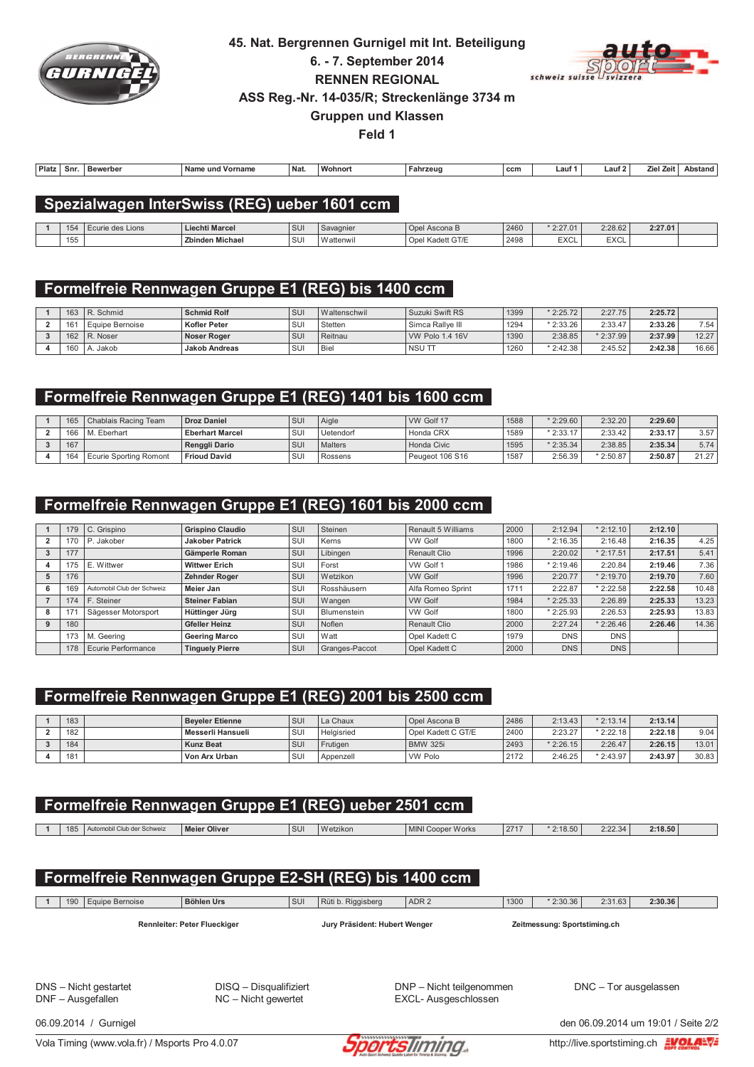# 45. Nat. Bergrennen Gurnigel mit Int. Beteiligung

## 6. - 7. September 2014

## RENNEN REGIONAL

## ASS Reg.-Nr. 14-035/R; Streckenlänge 3734 m

## Gruppen und Klassen

## Feld 1

## Spezialwagen InterSwiss (REG) ueber 1601 ccm

| Platz | Snr. | Bewerber | Name und Vorname | Nat. | Wohnort | Fahrzeug | ccm | Lauf 1 | Lauf 2 | Ziel Zeit | Abstand |
|---|---|---|---|---|---|---|---|---|---|---|---|
| 1 | 154 | Ecurie des Lions | **Liechti Marcel** | SUI | Savagnier | Opel Ascona B | 2460 | * 2:27.01 | 2:28.62 | **2:27.01** | |
| | 155 | | **Zbinden Michael** | SUI | Wattenwil | Opel Kadett GT/E | 2498 | EXCL | EXCL | | |

## Formelfreie Rennwagen Gruppe E1 (REG) bis 1400 ccm

| Platz | Snr. | Bewerber | Name und Vorname | Nat. | Wohnort | Fahrzeug | ccm | Lauf 1 | Lauf 2 | Ziel Zeit | Abstand |
|---|---|---|---|---|---|---|---|---|---|---|---|
| 1 | 163 | R. Schmid | **Schmid Rolf** | SUI | Waltenschwil | Suzuki Swift RS | 1399 | * 2:25.72 | 2:27.75 | **2:25.72** | |
| 2 | 161 | Equipe Bernoise | **Kofler Peter** | SUI | Stetten | Simca Rallye III | 1294 | * 2:33.26 | 2:33.47 | **2:33.26** | 7.54 |
| 3 | 162 | R. Noser | **Noser Roger** | SUI | Reitnau | VW Polo 1.4 16V | 1390 | 2:38.85 | * 2:37.99 | **2:37.99** | 12.27 |
| 4 | 160 | A. Jakob | **Jakob Andreas** | SUI | Biel | NSU TT | 1260 | * 2:42.38 | 2:45.52 | **2:42.38** | 16.66 |

## Formelfreie Rennwagen Gruppe E1 (REG) 1401 bis 1600 ccm

| Platz | Snr. | Bewerber | Name und Vorname | Nat. | Wohnort | Fahrzeug | ccm | Lauf 1 | Lauf 2 | Ziel Zeit | Abstand |
|---|---|---|---|---|---|---|---|---|---|---|---|
| 1 | 165 | Chablais Racing Team | **Droz Daniel** | SUI | Aigle | VW Golf 17 | 1588 | * 2:29.60 | 2:32.20 | **2:29.60** | |
| 2 | 166 | M. Eberhart | **Eberhart Marcel** | SUI | Uetendorf | Honda CRX | 1589 | * 2:33.17 | 2:33.42 | **2:33.17** | 3.57 |
| 3 | 167 | | **Renggli Dario** | SUI | Malters | Honda Civic | 1595 | * 2:35.34 | 2:38.85 | **2:35.34** | 5.74 |
| 4 | 164 | Ecurie Sporting Romont | **Frioud David** | SUI | Rossens | Peugeot 106 S16 | 1587 | 2:56.39 | * 2:50.87 | **2:50.87** | 21.27 |

## Formelfreie Rennwagen Gruppe E1 (REG) 1601 bis 2000 ccm

| Platz | Snr. | Bewerber | Name und Vorname | Nat. | Wohnort | Fahrzeug | ccm | Lauf 1 | Lauf 2 | Ziel Zeit | Abstand |
|---|---|---|---|---|---|---|---|---|---|---|---|
| 1 | 179 | C. Grispino | **Grispino Claudio** | SUI | Steinen | Renault 5 Williams | 2000 | 2:12.94 | * 2:12.10 | **2:12.10** | |
| 2 | 170 | P. Jakober | **Jakober Patrick** | SUI | Kerns | VW Golf | 1800 | * 2:16.35 | 2:16.48 | **2:16.35** | 4.25 |
| 3 | 177 | | **Gämperle Roman** | SUI | Libingen | Renault Clio | 1996 | 2:20.02 | * 2:17.51 | **2:17.51** | 5.41 |
| 4 | 175 | E. Wittwer | **Wittwer Erich** | SUI | Forst | VW Golf 1 | 1986 | * 2:19.46 | 2:20.84 | **2:19.46** | 7.36 |
| 5 | 176 | | **Zehnder Roger** | SUI | Wetzikon | VW Golf | 1996 | 2:20.77 | * 2:19.70 | **2:19.70** | 7.60 |
| 6 | 169 | Automobil Club der Schweiz | **Meier Jan** | SUI | Rosshäusern | Alfa Romeo Sprint | 1711 | 2:22.87 | * 2:22.58 | **2:22.58** | 10.48 |
| 7 | 174 | F. Steiner | **Steiner Fabian** | SUI | Wangen | VW Golf | 1984 | * 2:25.33 | 2:26.89 | **2:25.33** | 13.23 |
| 8 | 171 | Sägesser Motorsport | **Hüttinger Jürg** | SUI | Blumenstein | VW Golf | 1800 | * 2:25.93 | 2:26.53 | **2:25.93** | 13.83 |
| 9 | 180 | | **Gfeller Heinz** | SUI | Noflen | Renault Clio | 2000 | 2:27.24 | * 2:26.46 | **2:26.46** | 14.36 |
| | 173 | M. Geering | **Geering Marco** | SUI | Watt | Opel Kadett C | 1979 | DNS | DNS | | |
| | 178 | Ecurie Performance | **Tinguely Pierre** | SUI | Granges-Paccot | Opel Kadett C | 2000 | DNS | DNS | | |

## Formelfreie Rennwagen Gruppe E1 (REG) 2001 bis 2500 ccm

| Platz | Snr. | Bewerber | Name und Vorname | Nat. | Wohnort | Fahrzeug | ccm | Lauf 1 | Lauf 2 | Ziel Zeit | Abstand |
|---|---|---|---|---|---|---|---|---|---|---|---|
| 1 | 183 | | **Beyeler Etienne** | SUI | La Chaux | Opel Ascona B | 2486 | 2:13.43 | * 2:13.14 | **2:13.14** | |
| 2 | 182 | | **Messerli Hansueli** | SUI | Helgisried | Opel Kadett C GT/E | 2400 | 2:23.27 | * 2:22.18 | **2:22.18** | 9.04 |
| 3 | 184 | | **Kunz Beat** | SUI | Frutigen | BMW 325i | 2493 | * 2:26.15 | 2:26.47 | **2:26.15** | 13.01 |
| 4 | 181 | | **Von Arx Urban** | SUI | Appenzell | VW Polo | 2172 | 2:46.25 | * 2:43.97 | **2:43.97** | 30.83 |

## Formelfreie Rennwagen Gruppe E1 (REG) ueber 2501 ccm

| Platz | Snr. | Bewerber | Name und Vorname | Nat. | Wohnort | Fahrzeug | ccm | Lauf 1 | Lauf 2 | Ziel Zeit | Abstand |
|---|---|---|---|---|---|---|---|---|---|---|---|
| 1 | 185 | Automobil Club der Schweiz | **Meier Oliver** | SUI | Wetzikon | MINI Cooper Works | 2717 | * 2:18.50 | 2:22.34 | **2:18.50** | |

## Formelfreie Rennwagen Gruppe E2-SH (REG) bis 1400 ccm

| Platz | Snr. | Bewerber | Name und Vorname | Nat. | Wohnort | Fahrzeug | ccm | Lauf 1 | Lauf 2 | Ziel Zeit | Abstand |
|---|---|---|---|---|---|---|---|---|---|---|---|
| 1 | 190 | Equipe Bernoise | **Böhlen Urs** | SUI | Rüti b. Riggisberg | ADR 2 | 1300 | * 2:30.36 | 2:31.63 | **2:30.36** | |

**Rennleiter: Peter Flueckiger** | **Jury Präsident: Hubert Wenger** | **Zeitmessung: Sportstiming.ch**

DNS – Nicht gestartet
DNF – Ausgefallen
DISQ – Disqualifiziert
NC – Nicht gewertet
DNP – Nicht teilgenommen
EXCL- Ausgeschlossen
DNC – Tor ausgelassen

06.09.2014 / Gurnigel

den 06.09.2014 um 19:01 / Seite 2/2

Vola Timing (www.vola.fr) / Msports Pro 4.0.07

http://live.sportstiming.ch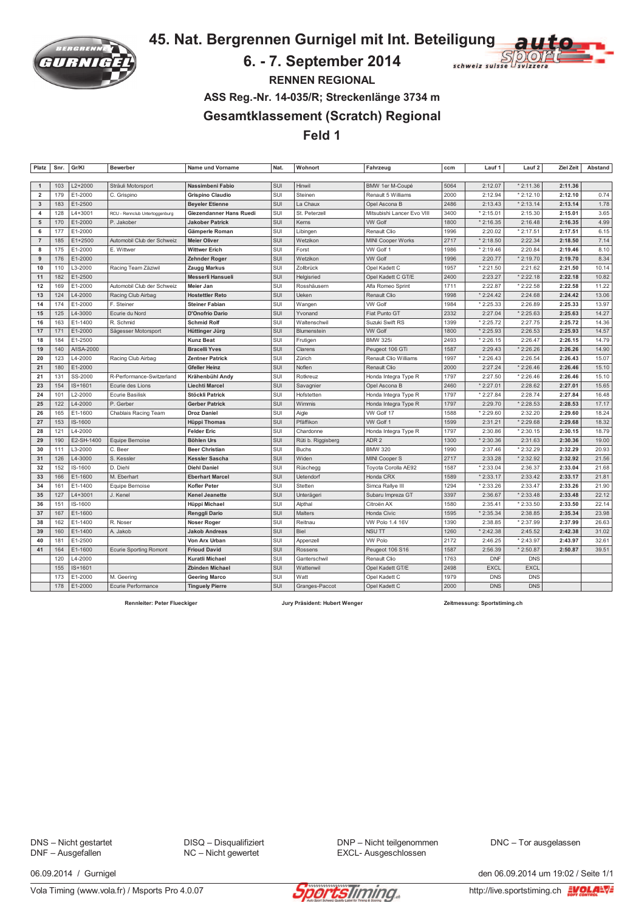# 45. Nat. Bergrennen Gurnigel mit Int. Beteiligung

## 6. - 7. September 2014

### RENNEN REGIONAL

### ASS Reg.-Nr. 14-035/R; Streckenlänge 3734 m

## Gesamtklassement (Scratch) Regional

## Feld 1

| Platz | Snr. | Gr/Kl | Bewerber | Name und Vorname | Nat. | Wohnort | Fahrzeug | ccm | Lauf 1 | Lauf 2 | Ziel Zeit | Abstand |
|---|---|---|---|---|---|---|---|---|---|---|---|---|
| 1 | 103 | L2+2000 | Sträuli Motorsport | **Nassimbeni Fabio** | SUI | Hinwil | BMW 1er M-Coupé | 5064 | 2:12.07 | * 2:11.36 | **2:11.36** | |
| 2 | 179 | E1-2000 | C. Grispino | **Grispino Claudio** | SUI | Steinen | Renault 5 Williams | 2000 | 2:12.94 | * 2:12.10 | **2:12.10** | 0.74 |
| 3 | 183 | E1-2500 | | **Beyeler Etienne** | SUI | La Chaux | Opel Ascona B | 2486 | 2:13.43 | * 2:13.14 | **2:13.14** | 1.78 |
| 4 | 128 | L4+3001 | RCU - Rennclub Untertoggenburg | **Giezendanner Hans Ruedi** | SUI | St. Peterzell | Mitsubishi Lancer Evo VIII | 3400 | * 2:15.01 | 2:15.30 | **2:15.01** | 3.65 |
| 5 | 170 | E1-2000 | P. Jakober | **Jakober Patrick** | SUI | Kerns | VW Golf | 1800 | * 2:16.35 | 2:16.48 | **2:16.35** | 4.99 |
| 6 | 177 | E1-2000 | | **Gämperle Roman** | SUI | Libingen | Renault Clio | 1996 | 2:20.02 | * 2:17.51 | **2:17.51** | 6.15 |
| 7 | 185 | E1+2500 | Automobil Club der Schweiz | **Meier Oliver** | SUI | Wetzikon | MINI Cooper Works | 2717 | * 2:18.50 | 2:22.34 | **2:18.50** | 7.14 |
| 8 | 175 | E1-2000 | E. Wittwer | **Wittwer Erich** | SUI | Forst | VW Golf 1 | 1986 | * 2:19.46 | 2:20.84 | **2:19.46** | 8.10 |
| 9 | 176 | E1-2000 | | **Zehnder Roger** | SUI | Wetzikon | VW Golf | 1996 | 2:20.77 | * 2:19.70 | **2:19.70** | 8.34 |
| 10 | 110 | L3-2000 | Racing Team Zäziwil | **Zaugg Markus** | SUI | Zollbrück | Opel Kadett C | 1957 | * 2:21.50 | 2:21.62 | **2:21.50** | 10.14 |
| 11 | 182 | E1-2500 | | **Messerli Hansueli** | SUI | Helgisried | Opel Kadett C GT/E | 2400 | 2:23.27 | * 2:22.18 | **2:22.18** | 10.82 |
| 12 | 169 | E1-2000 | Automobil Club der Schweiz | **Meier Jan** | SUI | Rosshäusern | Alfa Romeo Sprint | 1711 | 2:22.87 | * 2:22.58 | **2:22.58** | 11.22 |
| 13 | 124 | L4-2000 | Racing Club Airbag | **Hostettler Reto** | SUI | Ueken | Renault Clio | 1998 | * 2:24.42 | 2:24.68 | **2:24.42** | 13.06 |
| 14 | 174 | E1-2000 | F. Steiner | **Steiner Fabian** | SUI | Wangen | VW Golf | 1984 | * 2:25.33 | 2:26.89 | **2:25.33** | 13.97 |
| 15 | 125 | L4-3000 | Ecurie du Nord | **D'Onofrio Dario** | SUI | Yvonand | Fiat Punto GT | 2332 | 2:27.04 | * 2:25.63 | **2:25.63** | 14.27 |
| 16 | 163 | E1-1400 | R. Schmid | **Schmid Rolf** | SUI | Waltenschwil | Suzuki Swift RS | 1399 | * 2:25.72 | 2:27.75 | **2:25.72** | 14.36 |
| 17 | 171 | E1-2000 | Sägesser Motorsport | **Hüttinger Jürg** | SUI | Blumenstein | VW Golf | 1800 | * 2:25.93 | 2:26.53 | **2:25.93** | 14.57 |
| 18 | 184 | E1-2500 | | **Kunz Beat** | SUI | Frutigen | BMW 325i | 2493 | * 2:26.15 | 2:26.47 | **2:26.15** | 14.79 |
| 19 | 140 | A/ISA-2000 | | **Bracelli Yves** | SUI | Clarens | Peugeot 106 GTi | 1587 | 2:29.43 | * 2:26.26 | **2:26.26** | 14.90 |
| 20 | 123 | L4-2000 | Racing Club Airbag | **Zentner Patrick** | SUI | Zürich | Renault Clio Williams | 1997 | * 2:26.43 | 2:26.54 | **2:26.43** | 15.07 |
| 21 | 180 | E1-2000 | | **Gfeller Heinz** | SUI | Noflen | Renault Clio | 2000 | 2:27.24 | * 2:26.46 | **2:26.46** | 15.10 |
| 21 | 131 | SS-2000 | R-Performance-Switzerland | **Krähenbühl Andy** | SUI | Rotkreuz | Honda Integra Type R | 1797 | 2:27.50 | * 2:26.46 | **2:26.46** | 15.10 |
| 23 | 154 | IS+1601 | Ecurie des Lions | **Liechti Marcel** | SUI | Savagnier | Opel Ascona B | 2460 | * 2:27.01 | 2:28.62 | **2:27.01** | 15.65 |
| 24 | 101 | L2-2000 | Ecurie Basilisk | **Stöckli Patrick** | SUI | Hofstetten | Honda Integra Type R | 1797 | * 2:27.84 | 2:28.74 | **2:27.84** | 16.48 |
| 25 | 122 | L4-2000 | P. Gerber | **Gerber Patrick** | SUI | Wimmis | Honda Integra Type R | 1797 | 2:29.70 | * 2:28.53 | **2:28.53** | 17.17 |
| 26 | 165 | E1-1600 | Chablais Racing Team | **Droz Daniel** | SUI | Aigle | VW Golf 17 | 1588 | * 2:29.60 | 2:32.20 | **2:29.60** | 18.24 |
| 27 | 153 | IS-1600 | | **Hüppi Thomas** | SUI | Pfäffikon | VW Golf 1 | 1599 | 2:31.21 | * 2:29.68 | **2:29.68** | 18.32 |
| 28 | 121 | L4-2000 | | **Felder Eric** | SUI | Chardonne | Honda Integra Type R | 1797 | 2:30.86 | * 2:30.15 | **2:30.15** | 18.79 |
| 29 | 190 | E2-SH-1400 | Equipe Bernoise | **Böhlen Urs** | SUI | Rüti b. Riggisberg | ADR 2 | 1300 | * 2:30.36 | 2:31.63 | **2:30.36** | 19.00 |
| 30 | 111 | L3-2000 | C. Beer | **Beer Christian** | SUI | Buchs | BMW 320 | 1990 | 2:37.46 | * 2:32.29 | **2:32.29** | 20.93 |
| 31 | 126 | L4-3000 | S. Kessler | **Kessler Sascha** | SUI | Widen | MINI Cooper S | 2717 | 2:33.28 | * 2:32.92 | **2:32.92** | 21.56 |
| 32 | 152 | IS-1600 | D. Diehl | **Diehl Daniel** | SUI | Rüschegg | Toyota Corolla AE92 | 1587 | * 2:33.04 | 2:36.37 | **2:33.04** | 21.68 |
| 33 | 166 | E1-1600 | M. Eberhart | **Eberhart Marcel** | SUI | Uetendorf | Honda CRX | 1589 | * 2:33.17 | 2:33.42 | **2:33.17** | 21.81 |
| 34 | 161 | E1-1400 | Equipe Bernoise | **Kofler Peter** | SUI | Stetten | Simca Rallye III | 1294 | * 2:33.26 | 2:33.47 | **2:33.26** | 21.90 |
| 35 | 127 | L4+3001 | J. Kenel | **Kenel Jeanette** | SUI | Unterägeri | Subaru Impreza GT | 3397 | 2:36.67 | * 2:33.48 | **2:33.48** | 22.12 |
| 36 | 151 | IS-1600 | | **Hüppi Michael** | SUI | Alpthal | Citroën AX | 1580 | 2:35.41 | * 2:33.50 | **2:33.50** | 22.14 |
| 37 | 167 | E1-1600 | | **Renggli Dario** | SUI | Malters | Honda Civic | 1595 | * 2:35.34 | 2:38.85 | **2:35.34** | 23.98 |
| 38 | 162 | E1-1400 | R. Noser | **Noser Roger** | SUI | Reitnau | VW Polo 1.4 16V | 1390 | 2:38.85 | * 2:37.99 | **2:37.99** | 26.63 |
| 39 | 160 | E1-1400 | A. Jakob | **Jakob Andreas** | SUI | Biel | NSU TT | 1260 | * 2:42.38 | 2:45.52 | **2:42.38** | 31.02 |
| 40 | 181 | E1-2500 | | **Von Arx Urban** | SUI | Appenzell | VW Polo | 2172 | 2:46.25 | * 2:43.97 | **2:43.97** | 32.61 |
| 41 | 164 | E1-1600 | Ecurie Sporting Romont | **Frioud David** | SUI | Rossens | Peugeot 106 S16 | 1587 | 2:56.39 | * 2:50.87 | **2:50.87** | 39.51 |
| | 120 | L4-2000 | | **Kuratli Michael** | SUI | Ganterschwil | Renault Clio | 1763 | DNF | DNS | | |
| | 155 | IS+1601 | | **Zbinden Michael** | SUI | Wattenwil | Opel Kadett GT/E | 2498 | EXCL | EXCL | | |
| | 173 | E1-2000 | M. Geering | **Geering Marco** | SUI | Watt | Opel Kadett C | 1979 | DNS | DNS | | |
| | 178 | E1-2000 | Ecurie Performance | **Tinguely Pierre** | SUI | Granges-Paccot | Opel Kadett C | 2000 | DNS | DNS | | |

**Rennleiter: Peter Flueckiger** **Jury Präsident: Hubert Wenger** **Zeitmessung: Sportstiming.ch**

DNS – Nicht gestartet
DNF – Ausgefallen
DISQ – Disqualifiziert
NC – Nicht gewertet
DNP – Nicht teilgenommen
EXCL- Ausgeschlossen
DNC – Tor ausgelassen

06.09.2014 / Gurnigel — den 06.09.2014 um 19:02 / Seite 1/1

Vola Timing (www.vola.fr) / Msports Pro 4.0.07 — http://live.sportstiming.ch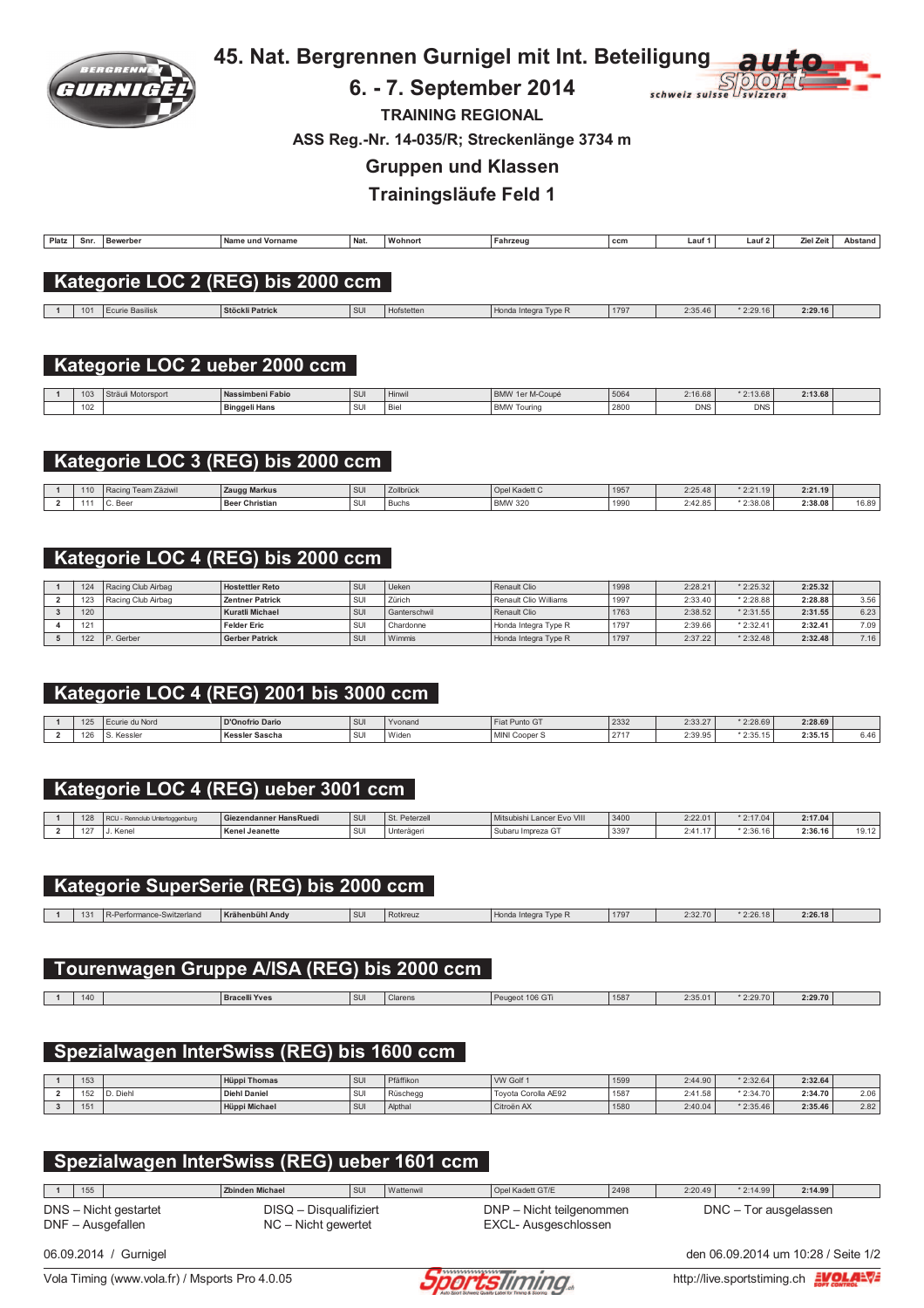# 45. Nat. Bergrennen Gurnigel mit Int. Beteiligung

## 6. - 7. September 2014

### TRAINING REGIONAL

ASS Reg.-Nr. 14-035/R; Streckenlänge 3734 m

### Gruppen und Klassen

### Trainingsläufe Feld 1

## Kategorie LOC 2 (REG) bis 2000 ccm

| Platz | Snr. | Bewerber | Name und Vorname | Nat. | Wohnort | Fahrzeug | ccm | Lauf 1 | Lauf 2 | Ziel Zeit | Abstand |
|---|---|---|---|---|---|---|---|---|---|---|---|
| 1 | 101 | Ecurie Basilisk | **Stöckli Patrick** | SUI | Hofstetten | Honda Integra Type R | 1797 | 2:35.46 | * 2:29.16 | **2:29.16** | |

## Kategorie LOC 2 ueber 2000 ccm

| Platz | Snr. | Bewerber | Name und Vorname | Nat. | Wohnort | Fahrzeug | ccm | Lauf 1 | Lauf 2 | Ziel Zeit | Abstand |
|---|---|---|---|---|---|---|---|---|---|---|---|
| 1 | 103 | Sträuli Motorsport | **Nassimbeni Fabio** | SUI | Hinwil | BMW 1er M-Coupé | 5064 | 2:16.68 | * 2:13.68 | **2:13.68** | |
| | 102 | | **Binggeli Hans** | SUI | Biel | BMW Touring | 2800 | DNS | DNS | | |

## Kategorie LOC 3 (REG) bis 2000 ccm

| Platz | Snr. | Bewerber | Name und Vorname | Nat. | Wohnort | Fahrzeug | ccm | Lauf 1 | Lauf 2 | Ziel Zeit | Abstand |
|---|---|---|---|---|---|---|---|---|---|---|---|
| 1 | 110 | Racing Team Zäziwil | **Zaugg Markus** | SUI | Zollbrück | Opel Kadett C | 1957 | 2:25.48 | * 2:21.19 | **2:21.19** | |
| 2 | 111 | C. Beer | **Beer Christian** | SUI | Buchs | BMW 320 | 1990 | 2:42.85 | * 2:38.08 | **2:38.08** | 16.89 |

## Kategorie LOC 4 (REG) bis 2000 ccm

| Platz | Snr. | Bewerber | Name und Vorname | Nat. | Wohnort | Fahrzeug | ccm | Lauf 1 | Lauf 2 | Ziel Zeit | Abstand |
|---|---|---|---|---|---|---|---|---|---|---|---|
| 1 | 124 | Racing Club Airbag | **Hostettler Reto** | SUI | Ueken | Renault Clio | 1998 | 2:28.21 | * 2:25.32 | **2:25.32** | |
| 2 | 123 | Racing Club Airbag | **Zentner Patrick** | SUI | Zürich | Renault Clio Williams | 1997 | 2:33.40 | * 2:28.88 | **2:28.88** | 3.56 |
| 3 | 120 | | **Kuratli Michael** | SUI | Ganterschwil | Renault Clio | 1763 | 2:38.52 | * 2:31.55 | **2:31.55** | 6.23 |
| 4 | 121 | | **Felder Eric** | SUI | Chardonne | Honda Integra Type R | 1797 | 2:39.66 | * 2:32.41 | **2:32.41** | 7.09 |
| 5 | 122 | P. Gerber | **Gerber Patrick** | SUI | Wimmis | Honda Integra Type R | 1797 | 2:37.22 | * 2:32.48 | **2:32.48** | 7.16 |

## Kategorie LOC 4 (REG) 2001 bis 3000 ccm

| Platz | Snr. | Bewerber | Name und Vorname | Nat. | Wohnort | Fahrzeug | ccm | Lauf 1 | Lauf 2 | Ziel Zeit | Abstand |
|---|---|---|---|---|---|---|---|---|---|---|---|
| 1 | 125 | Ecurie du Nord | **D'Onofrio Dario** | SUI | Yvonand | Fiat Punto GT | 2332 | 2:33.27 | * 2:28.69 | **2:28.69** | |
| 2 | 126 | S. Kessler | **Kessler Sascha** | SUI | Widen | MINI Cooper S | 2717 | 2:39.95 | * 2:35.15 | **2:35.15** | 6.46 |

## Kategorie LOC 4 (REG) ueber 3001 ccm

| Platz | Snr. | Bewerber | Name und Vorname | Nat. | Wohnort | Fahrzeug | ccm | Lauf 1 | Lauf 2 | Ziel Zeit | Abstand |
|---|---|---|---|---|---|---|---|---|---|---|---|
| 1 | 128 | RCU - Rennclub Untertoggenburg | **Giezendanner HansRuedi** | SUI | St. Peterzell | Mitsubishi Lancer Evo VIII | 3400 | 2:22.01 | * 2:17.04 | **2:17.04** | |
| 2 | 127 | J. Kenel | **Kenel Jeanette** | SUI | Unterägeri | Subaru Impreza GT | 3397 | 2:41.17 | * 2:36.16 | **2:36.16** | 19.12 |

## Kategorie SuperSerie (REG) bis 2000 ccm

| Platz | Snr. | Bewerber | Name und Vorname | Nat. | Wohnort | Fahrzeug | ccm | Lauf 1 | Lauf 2 | Ziel Zeit | Abstand |
|---|---|---|---|---|---|---|---|---|---|---|---|
| 1 | 131 | R-Performance-Switzerland | **Krähenbühl Andy** | SUI | Rotkreuz | Honda Integra Type R | 1797 | 2:32.70 | * 2:26.18 | **2:26.18** | |

## Tourenwagen Gruppe A/ISA (REG) bis 2000 ccm

| Platz | Snr. | Bewerber | Name und Vorname | Nat. | Wohnort | Fahrzeug | ccm | Lauf 1 | Lauf 2 | Ziel Zeit | Abstand |
|---|---|---|---|---|---|---|---|---|---|---|---|
| 1 | 140 | | **Bracelli Yves** | SUI | Clarens | Peugeot 106 GTi | 1587 | 2:35.01 | * 2:29.70 | **2:29.70** | |

## Spezialwagen InterSwiss (REG) bis 1600 ccm

| Platz | Snr. | Bewerber | Name und Vorname | Nat. | Wohnort | Fahrzeug | ccm | Lauf 1 | Lauf 2 | Ziel Zeit | Abstand |
|---|---|---|---|---|---|---|---|---|---|---|---|
| 1 | 153 | | **Hüppi Thomas** | SUI | Pfäffikon | VW Golf 1 | 1599 | 2:44.90 | * 2:32.64 | **2:32.64** | |
| 2 | 152 | D. Diehl | **Diehl Daniel** | SUI | Rüschegg | Toyota Corolla AE92 | 1587 | 2:41.58 | * 2:34.70 | **2:34.70** | 2.06 |
| 3 | 151 | | **Hüppi Michael** | SUI | Alpthal | Citroën AX | 1580 | 2:40.04 | * 2:35.46 | **2:35.46** | 2.82 |

## Spezialwagen InterSwiss (REG) ueber 1601 ccm

| Platz | Snr. | Bewerber | Name und Vorname | Nat. | Wohnort | Fahrzeug | ccm | Lauf 1 | Lauf 2 | Ziel Zeit | Abstand |
|---|---|---|---|---|---|---|---|---|---|---|---|
| 1 | 155 | | **Zbinden Michael** | SUI | Wattenwil | Opel Kadett GT/E | 2498 | 2:20.49 | * 2:14.99 | **2:14.99** | |

DNS – Nicht gestartet | DISQ – Disqualifiziert | DNP – Nicht teilgenommen | DNC – Tor ausgelassen
DNF – Ausgefallen | NC – Nicht gewertet | EXCL- Ausgeschlossen

06.09.2014 / Gurnigel — den 06.09.2014 um 10:28

Vola Timing (www.vola.fr) / Msports Pro 4.0.05 — http://live.sportstiming.ch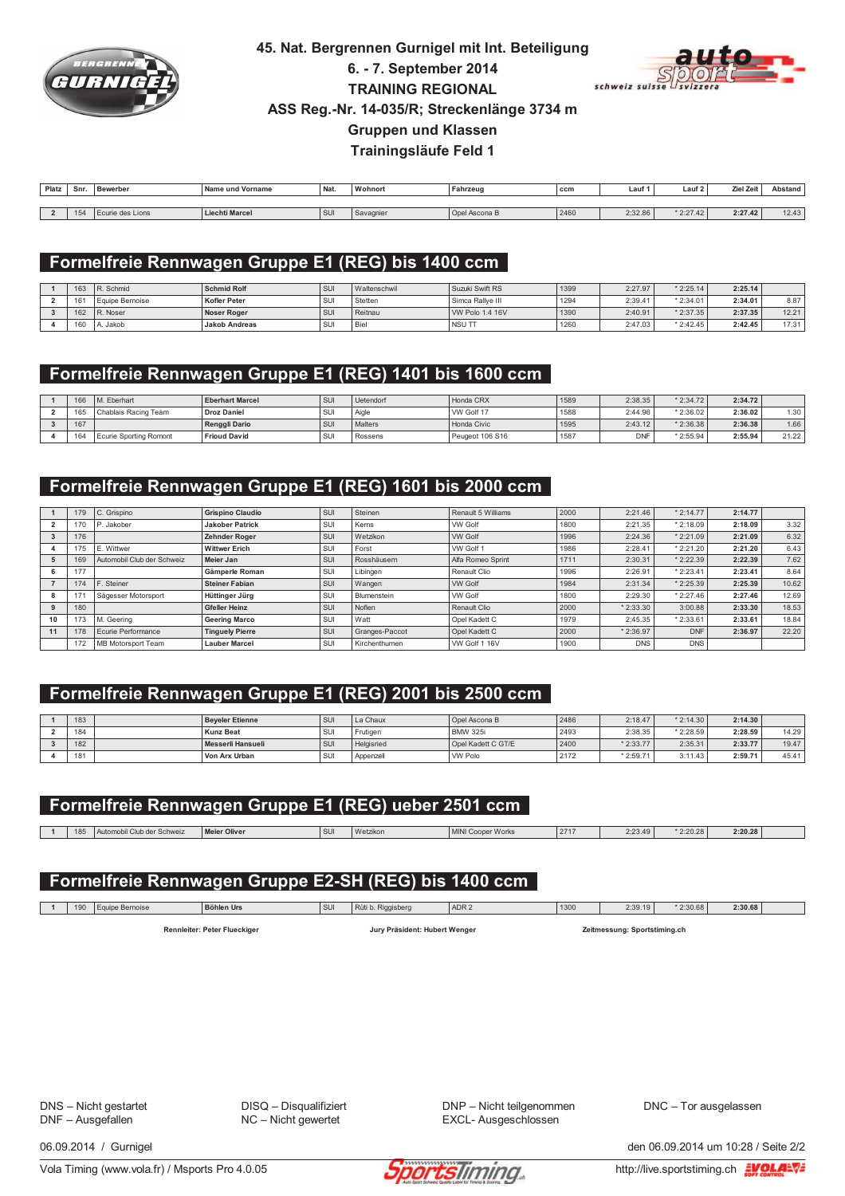# 45. Nat. Bergrennen Gurnigel mit Int. Beteiligung

**6. - 7. September 2014**

**TRAINING REGIONAL**

**ASS Reg.-Nr. 14-035/R; Streckenlänge 3734 m**

**Gruppen und Klassen**

**Trainingsläufe Feld 1**

| Platz | Snr. | Bewerber | Name und Vorname | Nat. | Wohnort | Fahrzeug | ccm | Lauf 1 | Lauf 2 | Ziel Zeit | Abstand |
|---|---|---|---|---|---|---|---|---|---|---|---|
| 2 | 154 | Ecurie des Lions | **Liechti Marcel** | SUI | Savagnier | Opel Ascona B | 2460 | 2:32.86 | * 2:27.42 | **2:27.42** | 12.43 |

## Formelfreie Rennwagen Gruppe E1 (REG) bis 1400 ccm

| Platz | Snr. | Bewerber | Name und Vorname | Nat. | Wohnort | Fahrzeug | ccm | Lauf 1 | Lauf 2 | Ziel Zeit | Abstand |
|---|---|---|---|---|---|---|---|---|---|---|---|
| 1 | 163 | R. Schmid | **Schmid Rolf** | SUI | Waltenschwil | Suzuki Swift RS | 1399 | 2:27.97 | * 2:25.14 | **2:25.14** | |
| 2 | 161 | Equipe Bernoise | **Kofler Peter** | SUI | Stetten | Simca Rallye III | 1294 | 2:39.41 | * 2:34.01 | **2:34.01** | 8.87 |
| 3 | 162 | R. Noser | **Noser Roger** | SUI | Reitnau | VW Polo 1.4 16V | 1390 | 2:40.91 | * 2:37.35 | **2:37.35** | 12.21 |
| 4 | 160 | A. Jakob | **Jakob Andreas** | SUI | Biel | NSU TT | 1260 | 2:47.03 | * 2:42.45 | **2:42.45** | 17.31 |

## Formelfreie Rennwagen Gruppe E1 (REG) 1401 bis 1600 ccm

| Platz | Snr. | Bewerber | Name und Vorname | Nat. | Wohnort | Fahrzeug | ccm | Lauf 1 | Lauf 2 | Ziel Zeit | Abstand |
|---|---|---|---|---|---|---|---|---|---|---|---|
| 1 | 166 | M. Eberhart | **Eberhart Marcel** | SUI | Uetendorf | Honda CRX | 1589 | 2:38.35 | * 2:34.72 | **2:34.72** | |
| 2 | 165 | Chablais Racing Team | **Droz Daniel** | SUI | Aigle | VW Golf 17 | 1588 | 2:44.96 | * 2:36.02 | **2:36.02** | 1.30 |
| 3 | 167 | | **Renggli Dario** | SUI | Malters | Honda Civic | 1595 | 2:43.12 | * 2:36.38 | **2:36.38** | 1.66 |
| 4 | 164 | Ecurie Sporting Romont | **Frioud David** | SUI | Rossens | Peugeot 106 S16 | 1587 | DNF | * 2:55.94 | **2:55.94** | 21.22 |

## Formelfreie Rennwagen Gruppe E1 (REG) 1601 bis 2000 ccm

| Platz | Snr. | Bewerber | Name und Vorname | Nat. | Wohnort | Fahrzeug | ccm | Lauf 1 | Lauf 2 | Ziel Zeit | Abstand |
|---|---|---|---|---|---|---|---|---|---|---|---|
| 1 | 179 | C. Grispino | **Grispino Claudio** | SUI | Steinen | Renault 5 Williams | 2000 | 2:21.46 | * 2:14.77 | **2:14.77** | |
| 2 | 170 | P. Jakober | **Jakober Patrick** | SUI | Kerns | VW Golf | 1800 | 2:21.35 | * 2:18.09 | **2:18.09** | 3.32 |
| 3 | 176 | | **Zehnder Roger** | SUI | Wetzikon | VW Golf | 1996 | 2:24.36 | * 2:21.09 | **2:21.09** | 6.32 |
| 4 | 175 | E. Wittwer | **Wittwer Erich** | SUI | Forst | VW Golf 1 | 1986 | 2:28.41 | * 2:21.20 | **2:21.20** | 6.43 |
| 5 | 169 | Automobil Club der Schweiz | **Meier Jan** | SUI | Rosshäusern | Alfa Romeo Sprint | 1711 | 2:30.31 | * 2:22.39 | **2:22.39** | 7.62 |
| 6 | 177 | | **Gämperle Roman** | SUI | Libingen | Renault Clio | 1996 | 2:26.91 | * 2:23.41 | **2:23.41** | 8.64 |
| 7 | 174 | F. Steiner | **Steiner Fabian** | SUI | Wangen | VW Golf | 1984 | 2:31.34 | * 2:25.39 | **2:25.39** | 10.62 |
| 8 | 171 | Sägesser Motorsport | **Hüttinger Jürg** | SUI | Blumenstein | VW Golf | 1800 | 2:29.30 | * 2:27.46 | **2:27.46** | 12.69 |
| 9 | 180 | | **Gfeller Heinz** | SUI | Noflen | Renault Clio | 2000 | * 2:33.30 | 3:00.88 | **2:33.30** | 18.53 |
| 10 | 173 | M. Geering | **Geering Marco** | SUI | Watt | Opel Kadett C | 1979 | 2:45.35 | * 2:33.61 | **2:33.61** | 18.84 |
| 11 | 178 | Ecurie Performance | **Tinguely Pierre** | SUI | Granges-Paccot | Opel Kadett C | 2000 | * 2:36.97 | DNF | **2:36.97** | 22.20 |
| | 172 | MB Motorsport Team | **Lauber Marcel** | SUI | Kirchenthurnen | VW Golf 1 16V | 1900 | DNS | DNS | | |

## Formelfreie Rennwagen Gruppe E1 (REG) 2001 bis 2500 ccm

| Platz | Snr. | Bewerber | Name und Vorname | Nat. | Wohnort | Fahrzeug | ccm | Lauf 1 | Lauf 2 | Ziel Zeit | Abstand |
|---|---|---|---|---|---|---|---|---|---|---|---|
| 1 | 183 | | **Beyeler Etienne** | SUI | La Chaux | Opel Ascona B | 2486 | 2:18.47 | * 2:14.30 | **2:14.30** | |
| 2 | 184 | | **Kunz Beat** | SUI | Frutigen | BMW 325i | 2493 | 2:38.35 | * 2:28.59 | **2:28.59** | 14.29 |
| 3 | 182 | | **Messerli Hansueli** | SUI | Helgisried | Opel Kadett C GT/E | 2400 | * 2:33.77 | 2:35.31 | **2:33.77** | 19.47 |
| 4 | 181 | | **Von Arx Urban** | SUI | Appenzell | VW Polo | 2172 | * 2:59.71 | 3:11.43 | **2:59.71** | 45.41 |

## Formelfreie Rennwagen Gruppe E1 (REG) ueber 2501 ccm

| Platz | Snr. | Bewerber | Name und Vorname | Nat. | Wohnort | Fahrzeug | ccm | Lauf 1 | Lauf 2 | Ziel Zeit | Abstand |
|---|---|---|---|---|---|---|---|---|---|---|---|
| 1 | 185 | Automobil Club der Schweiz | **Meier Oliver** | SUI | Wetzikon | MINI Cooper Works | 2717 | 2:23.49 | * 2:20.28 | **2:20.28** | |

## Formelfreie Rennwagen Gruppe E2-SH (REG) bis 1400 ccm

| Platz | Snr. | Bewerber | Name und Vorname | Nat. | Wohnort | Fahrzeug | ccm | Lauf 1 | Lauf 2 | Ziel Zeit | Abstand |
|---|---|---|---|---|---|---|---|---|---|---|---|
| 1 | 190 | Equipe Bernoise | **Böhlen Urs** | SUI | Rüti b. Riggisberg | ADR 2 | 1300 | 2:39.19 | * 2:30.68 | **2:30.68** | |

**Rennleiter: Peter Flueckiger** | **Jury Präsident: Hubert Wenger** | **Zeitmessung: Sportstiming.ch**

DNS – Nicht gestartet
DNF – Ausgefallen
DISQ – Disqualifiziert
NC – Nicht gewertet
DNP – Nicht teilgenommen
EXCL- Ausgeschlossen
DNC – Tor ausgelassen

06.09.2014 / Gurnigel

den 06.09.2014 um 10:28

Vola Timing (www.vola.fr) / Msports Pro 4.0.05

http://live.sportstiming.ch